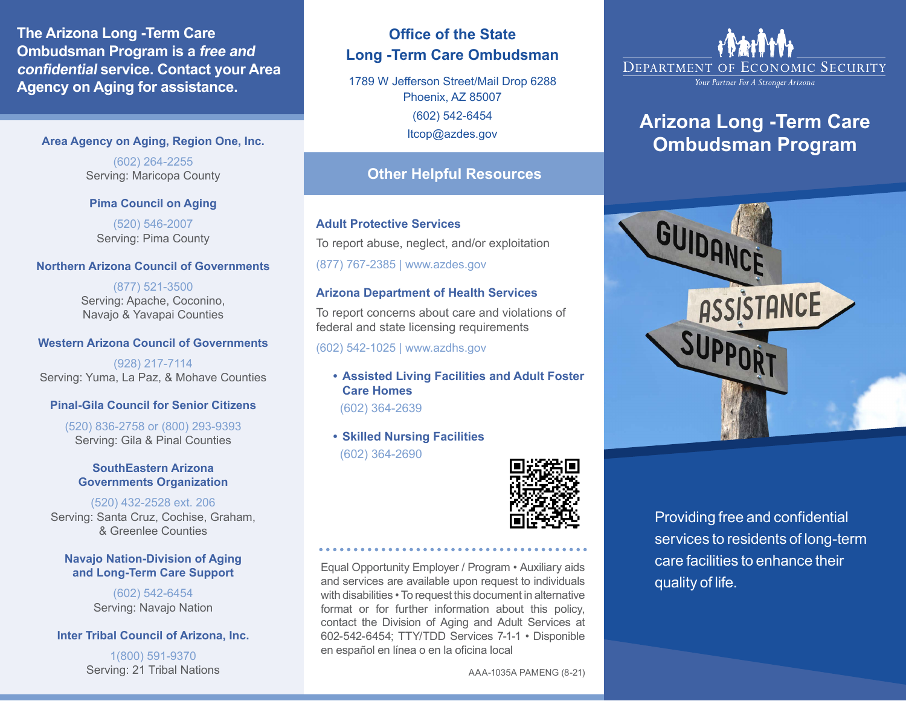**The Arizona Long -Term Care Ombudsman Program is a *free and confidential* service. Contact your Area Agency on Aging for assistance.**

**Area Agency on Aging, Region One, Inc.**

(602) 264-2255
Serving: Maricopa County

**Pima Council on Aging**

(520) 546-2007
Serving: Pima County

**Northern Arizona Council of Governments**

(877) 521-3500
Serving: Apache, Coconino, Navajo & Yavapai Counties

**Western Arizona Council of Governments**

(928) 217-7114
Serving: Yuma, La Paz, & Mohave Counties

**Pinal-Gila Council for Senior Citizens**

(520) 836-2758 or (800) 293-9393
Serving: Gila & Pinal Counties

**SouthEastern Arizona Governments Organization**

(520) 432-2528 ext. 206
Serving: Santa Cruz, Cochise, Graham, & Greenlee Counties

**Navajo Nation-Division of Aging and Long-Term Care Support**

(602) 542-6454
Serving: Navajo Nation

**Inter Tribal Council of Arizona, Inc.**

1(800) 591-9370
Serving: 21 Tribal Nations

## Office of the State Long -Term Care Ombudsman

1789 W Jefferson Street/Mail Drop 6288
Phoenix, AZ 85007
(602) 542-6454
ltcop@azdes.gov

## Other Helpful Resources

**Adult Protective Services**

To report abuse, neglect, and/or exploitation

(877) 767-2385 | www.azdes.gov

**Arizona Department of Health Services**

To report concerns about care and violations of federal and state licensing requirements

(602) 542-1025 | www.azdhs.gov

- **Assisted Living Facilities and Adult Foster Care Homes**
  (602) 364-2639
- **Skilled Nursing Facilities**
  (602) 364-2690

Equal Opportunity Employer / Program • Auxiliary aids and services are available upon request to individuals with disabilities • To request this document in alternative format or for further information about this policy, contact the Division of Aging and Adult Services at 602-542-6454; TTY/TDD Services 7-1-1 • Disponible en español en línea o en la oficina local

AAA-1035A PAMENG (8-21)

DEPARTMENT OF ECONOMIC SECURITY
*Your Partner For A Stronger Arizona*

# Arizona Long -Term Care Ombudsman Program

GUIDANCE
ASSISTANCE
SUPPORT

Providing free and confidential services to residents of long-term care facilities to enhance their quality of life.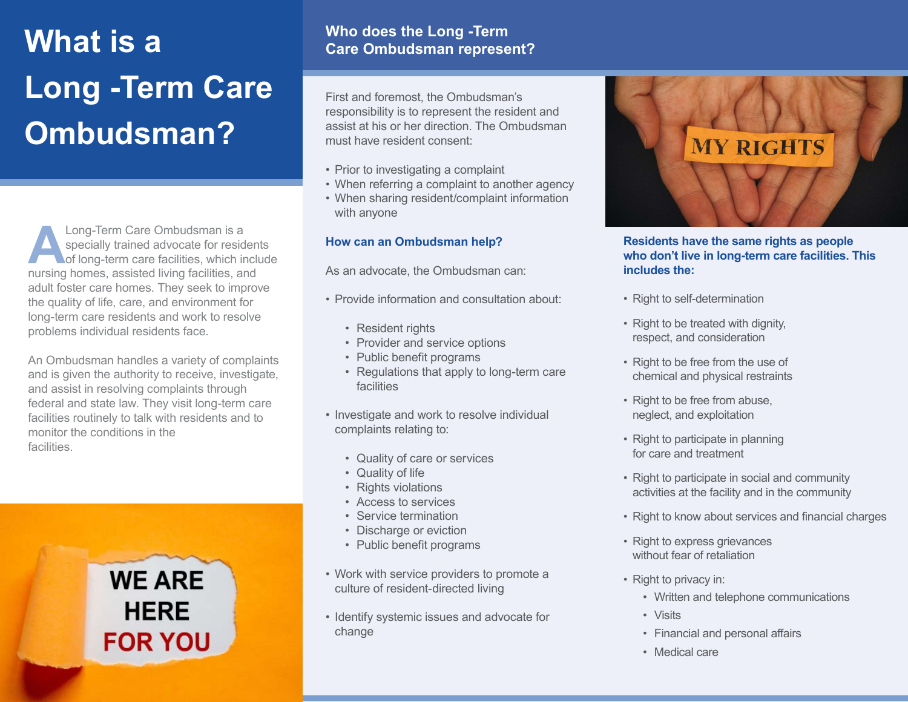# What is a Long -Term Care Ombudsman?

A Long-Term Care Ombudsman is a specially trained advocate for residents of long-term care facilities, which include nursing homes, assisted living facilities, and adult foster care homes. They seek to improve the quality of life, care, and environment for long-term care residents and work to resolve problems individual residents face.

An Ombudsman handles a variety of complaints and is given the authority to receive, investigate, and assist in resolving complaints through federal and state law. They visit long-term care facilities routinely to talk with residents and to monitor the conditions in the facilities.

## Who does the Long -Term Care Ombudsman represent?

First and foremost, the Ombudsman's responsibility is to represent the resident and assist at his or her direction. The Ombudsman must have resident consent:

- Prior to investigating a complaint
- When referring a complaint to another agency
- When sharing resident/complaint information with anyone

### How can an Ombudsman help?

As an advocate, the Ombudsman can:

- Provide information and consultation about:
    - Resident rights
    - Provider and service options
    - Public benefit programs
    - Regulations that apply to long-term care facilities
- Investigate and work to resolve individual complaints relating to:
    - Quality of care or services
    - Quality of life
    - Rights violations
    - Access to services
    - Service termination
    - Discharge or eviction
    - Public benefit programs
- Work with service providers to promote a culture of resident-directed living
- Identify systemic issues and advocate for change

**Residents have the same rights as people who don't live in long-term care facilities. This includes the:**

- Right to self-determination
- Right to be treated with dignity, respect, and consideration
- Right to be free from the use of chemical and physical restraints
- Right to be free from abuse, neglect, and exploitation
- Right to participate in planning for care and treatment
- Right to participate in social and community activities at the facility and in the community
- Right to know about services and financial charges
- Right to express grievances without fear of retaliation
- Right to privacy in:
    - Written and telephone communications
    - Visits
    - Financial and personal affairs
    - Medical care